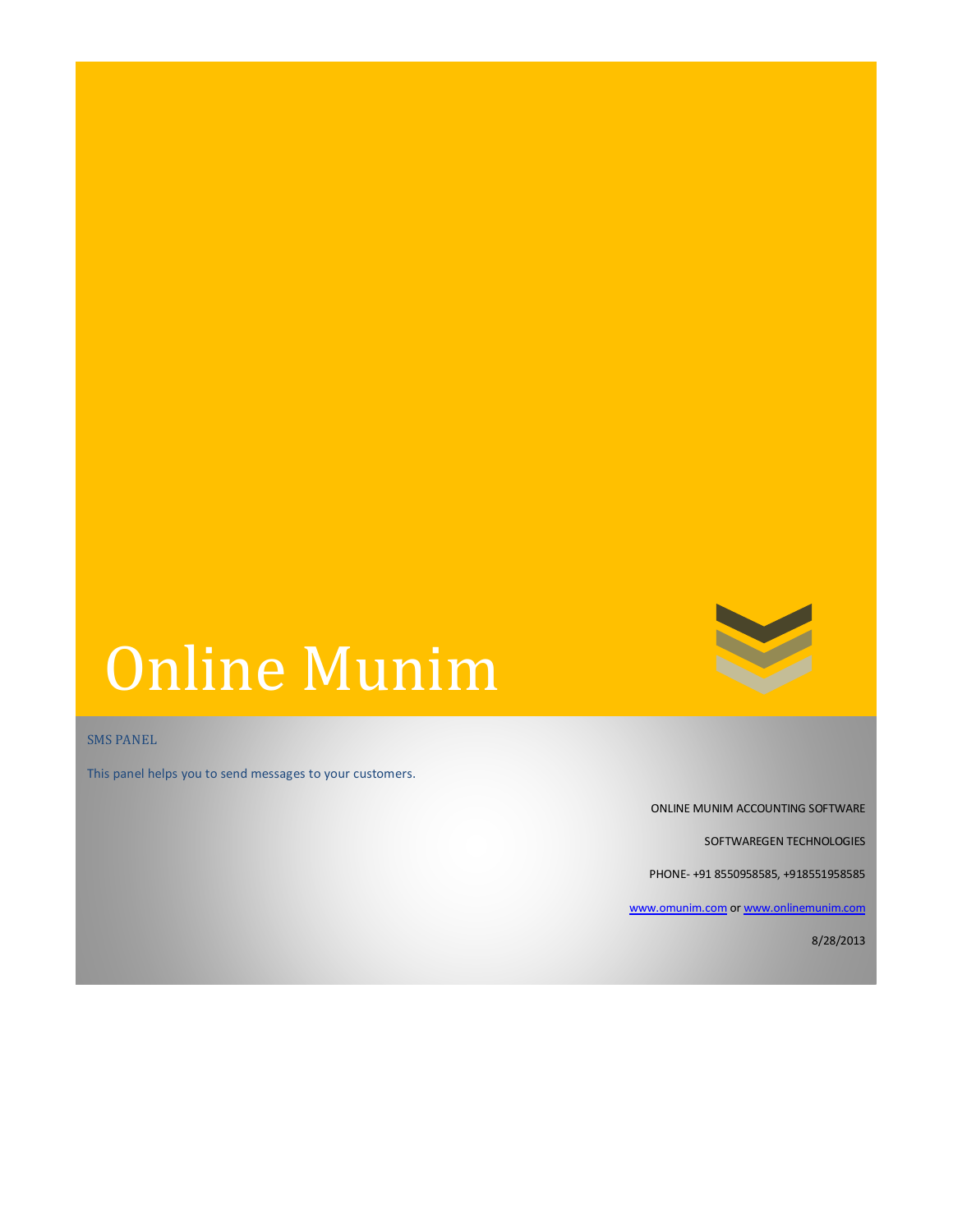# Online Munim

SMS PANEL

This panel helps you to send messages to your customers.

ONLINE MUNIM ACCOUNTING SOFTWARE

SOFTWAREGEN TECHNOLOGIES

PHONE- +91 8550958585, +918551958585

www.omunim.com or www.onlinemunim.com

8/28/2013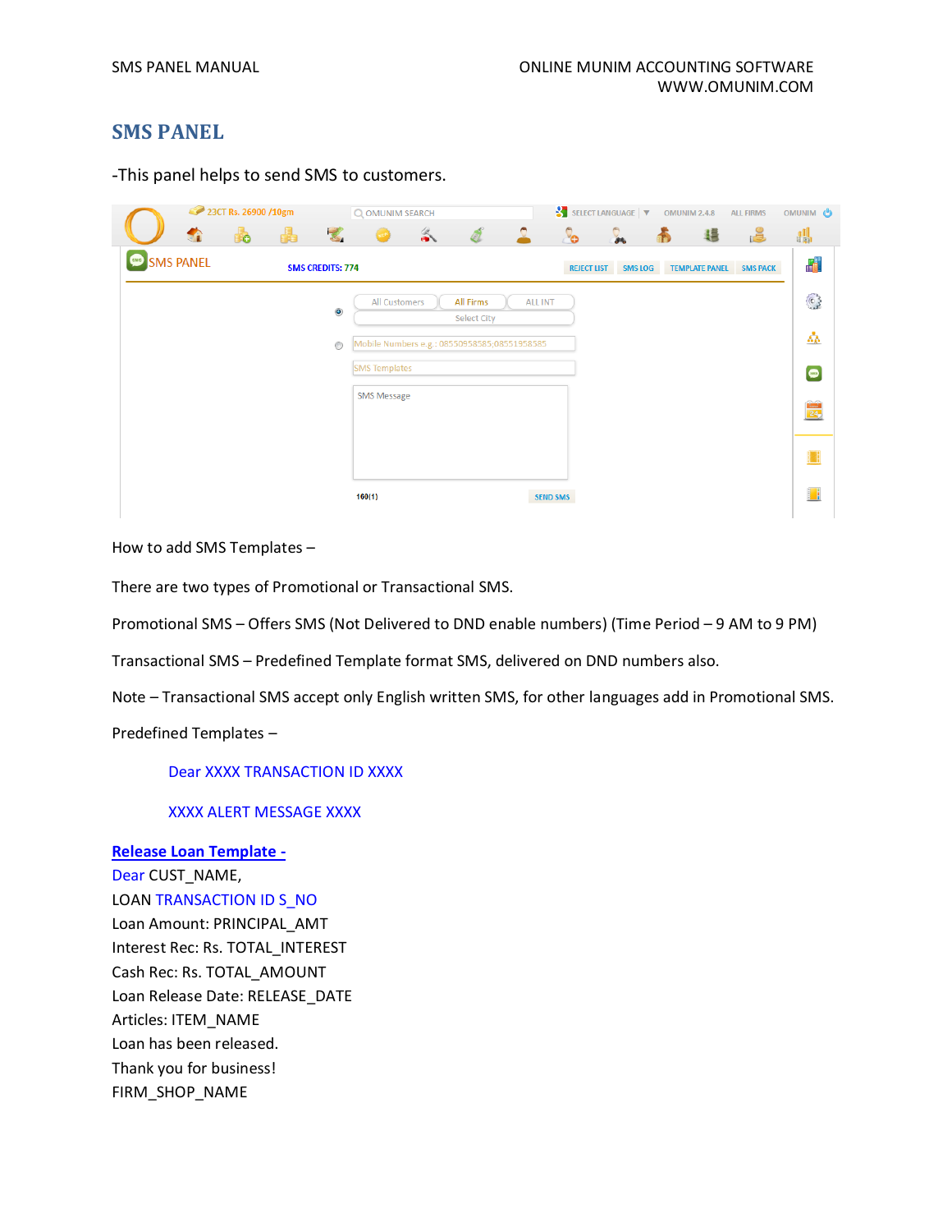# SMS PANEL

-This panel helps to send SMS to customers.

How to add SMS Templates –

There are two types of Promotional or Transactional SMS.

Promotional SMS – Offers SMS (Not Delivered to DND enable numbers) (Time Period – 9 AM to 9 PM)

Transactional SMS – Predefined Template format SMS, delivered on DND numbers also.

Note – Transactional SMS accept only English written SMS, for other languages add in Promotional SMS.

Predefined Templates –

Dear XXXX TRANSACTION ID XXXX

XXXX ALERT MESSAGE XXXX

**Release Loan Template -**

Dear CUST_NAME,
LOAN TRANSACTION ID S_NO
Loan Amount: PRINCIPAL_AMT
Interest Rec: Rs. TOTAL_INTEREST
Cash Rec: Rs. TOTAL_AMOUNT
Loan Release Date: RELEASE_DATE
Articles: ITEM_NAME
Loan has been released.
Thank you for business!
FIRM_SHOP_NAME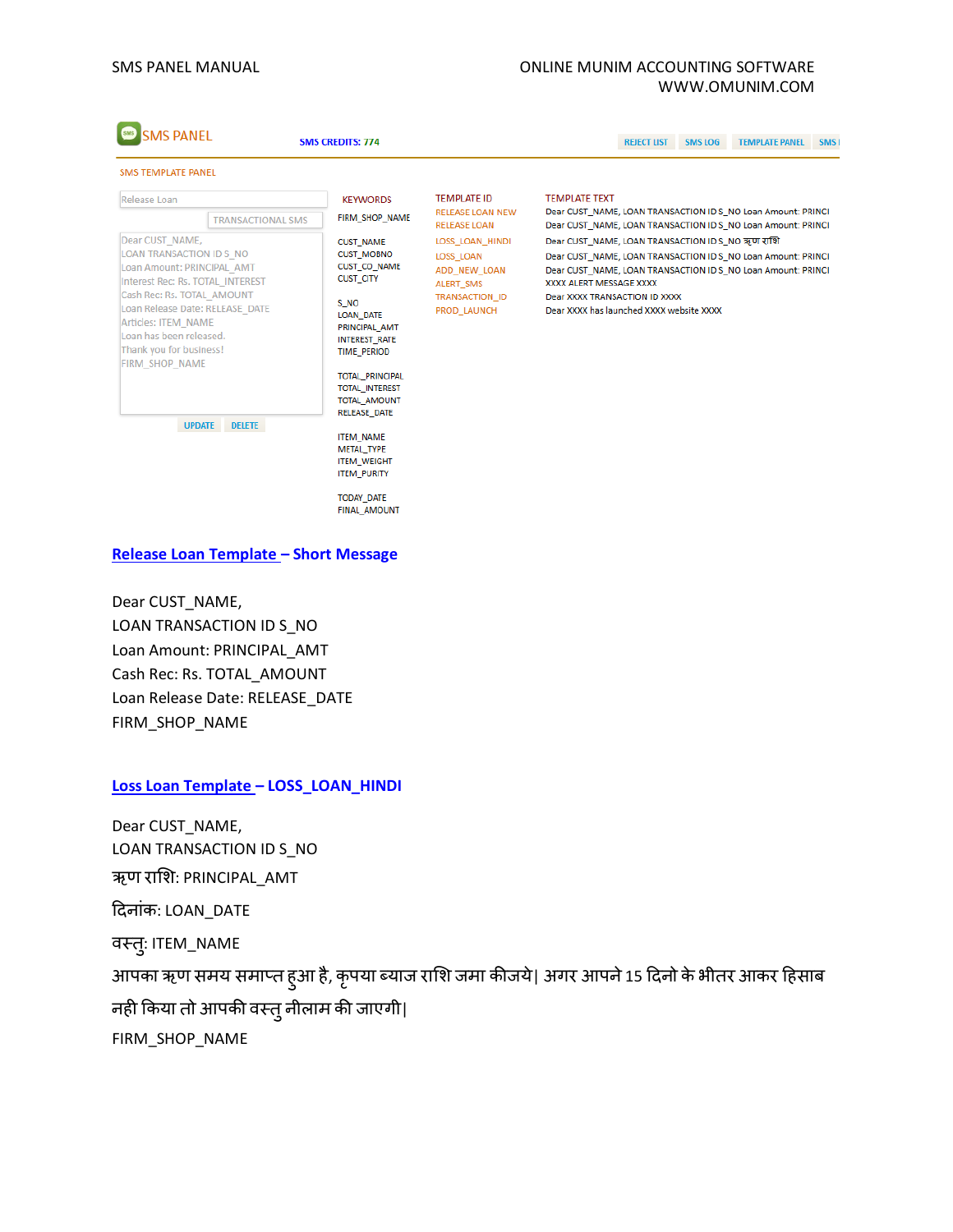SMS PANEL

SMS CREDITS: 774

REJECT LIST | SMS LOG | TEMPLATE PANEL | SMS

SMS TEMPLATE PANEL

Release Loan

TRANSACTIONAL SMS

Dear CUST_NAME,
LOAN TRANSACTION ID S_NO
Loan Amount: PRINCIPAL_AMT
Interest Rec: Rs. TOTAL_INTEREST
Cash Rec: Rs. TOTAL_AMOUNT
Loan Release Date: RELEASE_DATE
Articles: ITEM_NAME
Loan has been released.
Thank you for business!
FIRM_SHOP_NAME

UPDATE | DELETE

KEYWORDS

FIRM_SHOP_NAME

CUST_NAME
CUST_MOBNO
CUST_CO_NAME
CUST_CITY

S_NO
LOAN_DATE
PRINCIPAL_AMT
INTEREST_RATE
TIME_PERIOD

TOTAL_PRINCIPAL
TOTAL_INTEREST
TOTAL_AMOUNT
RELEASE_DATE

ITEM_NAME
METAL_TYPE
ITEM_WEIGHT
ITEM_PURITY

TODAY_DATE
FINAL_AMOUNT

| TEMPLATE ID | TEMPLATE TEXT |
|---|---|
| RELEASE LOAN NEW | Dear CUST_NAME, LOAN TRANSACTION ID S_NO Loan Amount: PRINCI |
| RELEASE LOAN | Dear CUST_NAME, LOAN TRANSACTION ID S_NO Loan Amount: PRINCI |
| LOSS_LOAN_HINDI | Dear CUST_NAME, LOAN TRANSACTION ID S_NO ऋण राशि |
| LOSS_LOAN | Dear CUST_NAME, LOAN TRANSACTION ID S_NO Loan Amount: PRINCI |
| ADD_NEW_LOAN | Dear CUST_NAME, LOAN TRANSACTION ID S_NO Loan Amount: PRINCI |
| ALERT_SMS | XXXX ALERT MESSAGE XXXX |
| TRANSACTION_ID | Dear XXXX TRANSACTION ID XXXX |
| PROD_LAUNCH | Dear XXXX has launched XXXX website XXXX |

## Release Loan Template – Short Message

Dear CUST_NAME,
LOAN TRANSACTION ID S_NO
Loan Amount: PRINCIPAL_AMT
Cash Rec: Rs. TOTAL_AMOUNT
Loan Release Date: RELEASE_DATE
FIRM_SHOP_NAME

## Loss Loan Template – LOSS_LOAN_HINDI

Dear CUST_NAME,
LOAN TRANSACTION ID S_NO
ऋण राशि: PRINCIPAL_AMT
दिनांक: LOAN_DATE
वस्तु: ITEM_NAME
आपका ऋण समय समाप्त हुआ है, कृपया ब्याज राशि जमा कीजये| अगर आपने 15 दिनो के भीतर आकर हिसाब नही किया तो आपकी वस्तु नीलाम की जाएगी|
FIRM_SHOP_NAME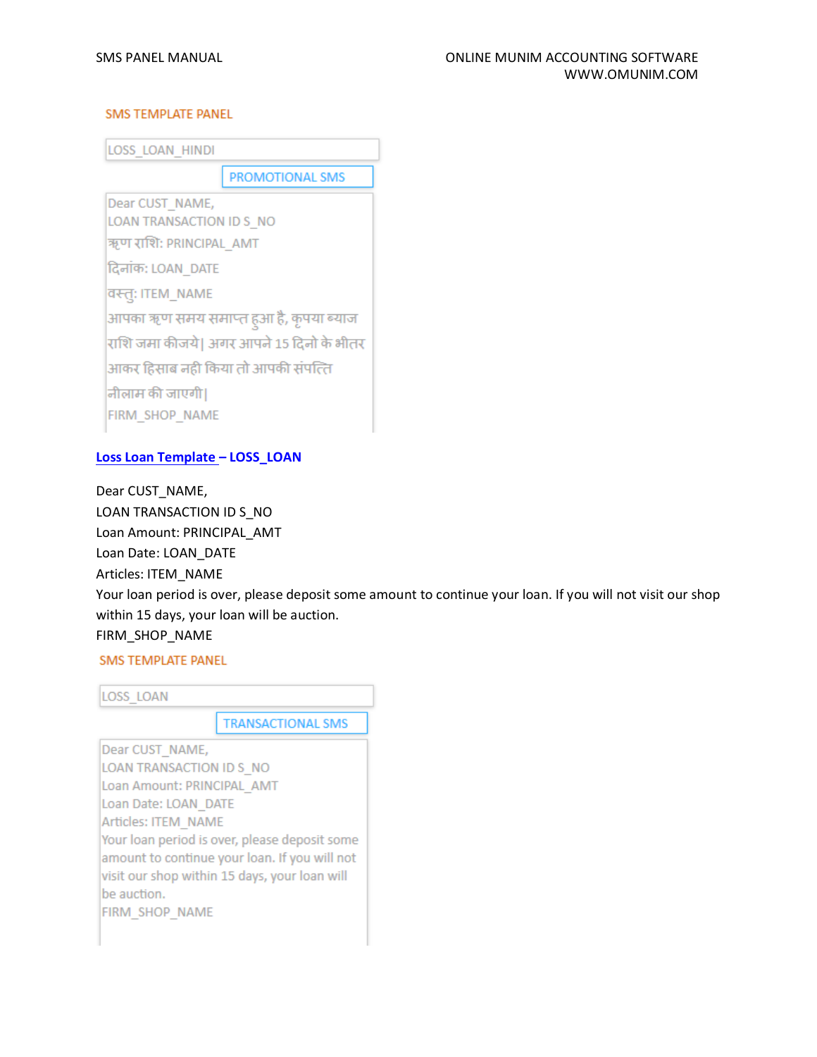SMS TEMPLATE PANEL

LOSS_LOAN_HINDI

PROMOTIONAL SMS

Dear CUST_NAME,
LOAN TRANSACTION ID S_NO
ऋण राशि: PRINCIPAL_AMT
दिनांक: LOAN_DATE
वस्तु: ITEM_NAME
आपका ऋण समय समाप्त हुआ है, कृपया ब्याज राशि जमा कीजये| अगर आपने 15 दिनो के भीतर आकर हिसाब नही किया तो आपकी संपत्ति नीलाम की जाएगी|
FIRM_SHOP_NAME

**Loss Loan Template – LOSS_LOAN**

Dear CUST_NAME,
LOAN TRANSACTION ID S_NO
Loan Amount: PRINCIPAL_AMT
Loan Date: LOAN_DATE
Articles: ITEM_NAME
Your loan period is over, please deposit some amount to continue your loan. If you will not visit our shop within 15 days, your loan will be auction.
FIRM_SHOP_NAME

SMS TEMPLATE PANEL

LOSS_LOAN

TRANSACTIONAL SMS

Dear CUST_NAME,
LOAN TRANSACTION ID S_NO
Loan Amount: PRINCIPAL_AMT
Loan Date: LOAN_DATE
Articles: ITEM_NAME
Your loan period is over, please deposit some amount to continue your loan. If you will not visit our shop within 15 days, your loan will be auction.
FIRM_SHOP_NAME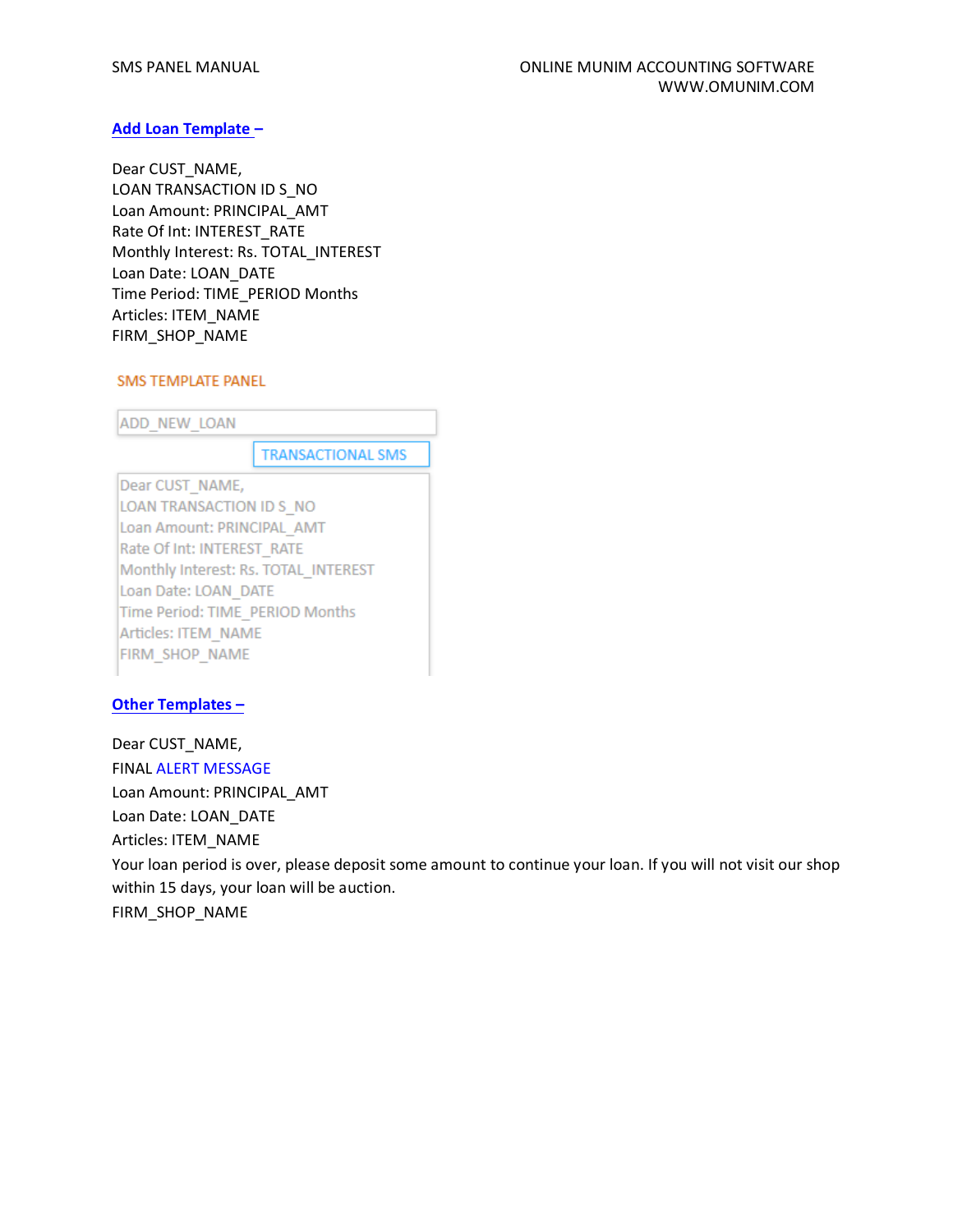## Add Loan Template –

Dear CUST_NAME,
LOAN TRANSACTION ID S_NO
Loan Amount: PRINCIPAL_AMT
Rate Of Int: INTEREST_RATE
Monthly Interest: Rs. TOTAL_INTEREST
Loan Date: LOAN_DATE
Time Period: TIME_PERIOD Months
Articles: ITEM_NAME
FIRM_SHOP_NAME

SMS TEMPLATE PANEL

ADD_NEW_LOAN

TRANSACTIONAL SMS

Dear CUST_NAME,
LOAN TRANSACTION ID S_NO
Loan Amount: PRINCIPAL_AMT
Rate Of Int: INTEREST_RATE
Monthly Interest: Rs. TOTAL_INTEREST
Loan Date: LOAN_DATE
Time Period: TIME_PERIOD Months
Articles: ITEM_NAME
FIRM_SHOP_NAME

## Other Templates –

Dear CUST_NAME,
FINAL ALERT MESSAGE
Loan Amount: PRINCIPAL_AMT
Loan Date: LOAN_DATE
Articles: ITEM_NAME
Your loan period is over, please deposit some amount to continue your loan. If you will not visit our shop within 15 days, your loan will be auction.
FIRM_SHOP_NAME